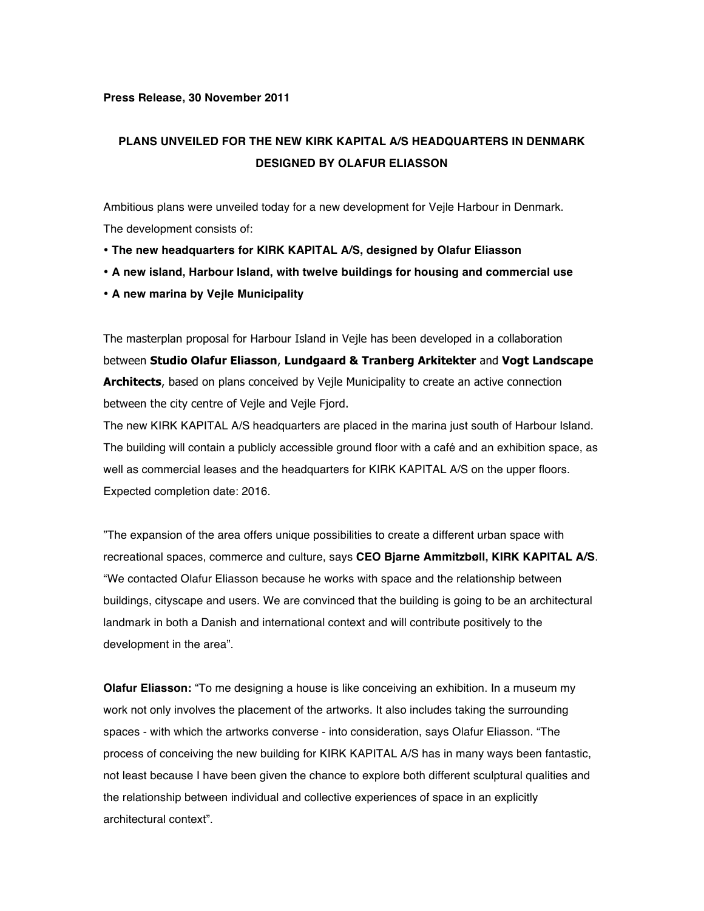**Press Release, 30 November 2011**

## PLANS UNVEILED FOR THE NEW KIRK KAPITAL A/S HEADQUARTERS IN DENMARK DESIGNED BY OLAFUR ELIASSON

Ambitious plans were unveiled today for a new development for Vejle Harbour in Denmark. The development consists of:

- **The new headquarters for KIRK KAPITAL A/S, designed by Olafur Eliasson**
- **A new island, Harbour Island, with twelve buildings for housing and commercial use**
- **A new marina by Vejle Municipality**

The masterplan proposal for Harbour Island in Vejle has been developed in a collaboration between **Studio Olafur Eliasson**, **Lundgaard & Tranberg Arkitekter** and **Vogt Landscape Architects**, based on plans conceived by Vejle Municipality to create an active connection between the city centre of Vejle and Vejle Fjord.

The new KIRK KAPITAL A/S headquarters are placed in the marina just south of Harbour Island. The building will contain a publicly accessible ground floor with a café and an exhibition space, as well as commercial leases and the headquarters for KIRK KAPITAL A/S on the upper floors. Expected completion date: 2016.

”The expansion of the area offers unique possibilities to create a different urban space with recreational spaces, commerce and culture, says **CEO Bjarne Ammitzbøll, KIRK KAPITAL A/S**. “We contacted Olafur Eliasson because he works with space and the relationship between buildings, cityscape and users. We are convinced that the building is going to be an architectural landmark in both a Danish and international context and will contribute positively to the development in the area”.

**Olafur Eliasson:** “To me designing a house is like conceiving an exhibition. In a museum my work not only involves the placement of the artworks. It also includes taking the surrounding spaces - with which the artworks converse - into consideration, says Olafur Eliasson. “The process of conceiving the new building for KIRK KAPITAL A/S has in many ways been fantastic, not least because I have been given the chance to explore both different sculptural qualities and the relationship between individual and collective experiences of space in an explicitly architectural context”.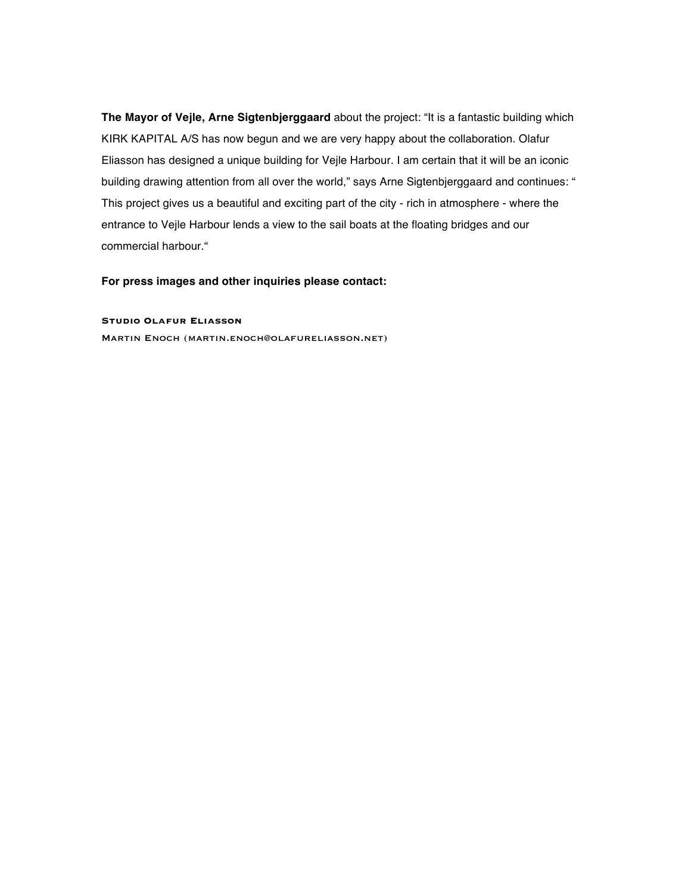**The Mayor of Vejle, Arne Sigtenbjerggaard** about the project: "It is a fantastic building which KIRK KAPITAL A/S has now begun and we are very happy about the collaboration. Olafur Eliasson has designed a unique building for Vejle Harbour. I am certain that it will be an iconic building drawing attention from all over the world," says Arne Sigtenbjerggaard and continues: " This project gives us a beautiful and exciting part of the city - rich in atmosphere - where the entrance to Vejle Harbour lends a view to the sail boats at the floating bridges and our commercial harbour."

**For press images and other inquiries please contact:**

**Studio Olafur Eliasson**
Martin Enoch (martin.enoch@olafureliasson.net)